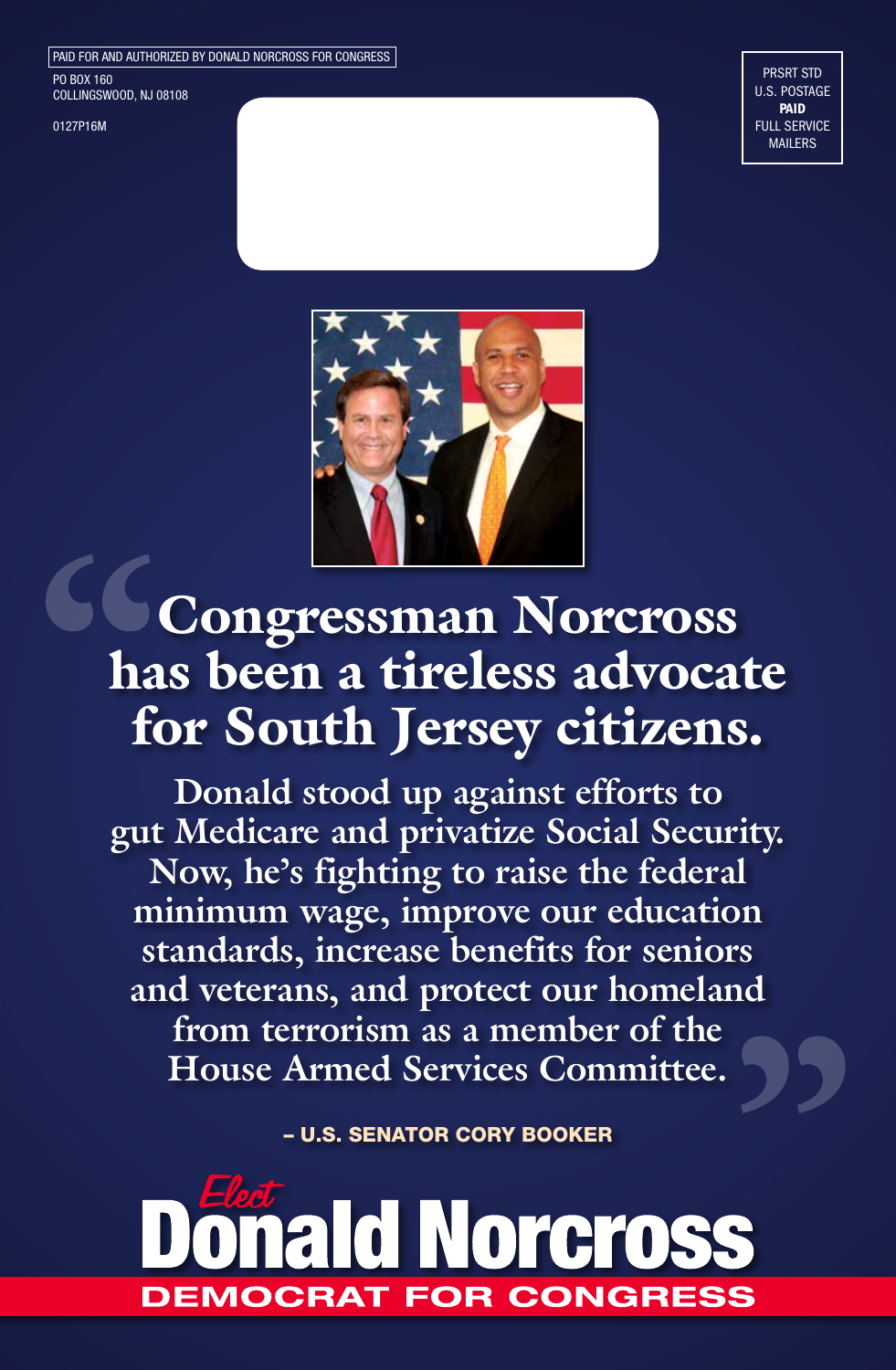PAID FOR AND AUTHORIZED BY DONALD NORCROSS FOR CONGRESS

PO BOX 160
COLLINGSWOOD, NJ 08108

0127P16M

PRSRT STD
U.S. POSTAGE
**PAID**
FULL SERVICE
MAILERS

# "Congressman Norcross has been a tireless advocate for South Jersey citizens.

**Donald stood up against efforts to gut Medicare and privatize Social Security. Now, he's fighting to raise the federal minimum wage, improve our education standards, increase benefits for seniors and veterans, and protect our homeland from terrorism as a member of the House Armed Services Committee."**

**– U.S. SENATOR CORY BOOKER**

*Elect*

# Donald Norcross

**DEMOCRAT FOR CONGRESS**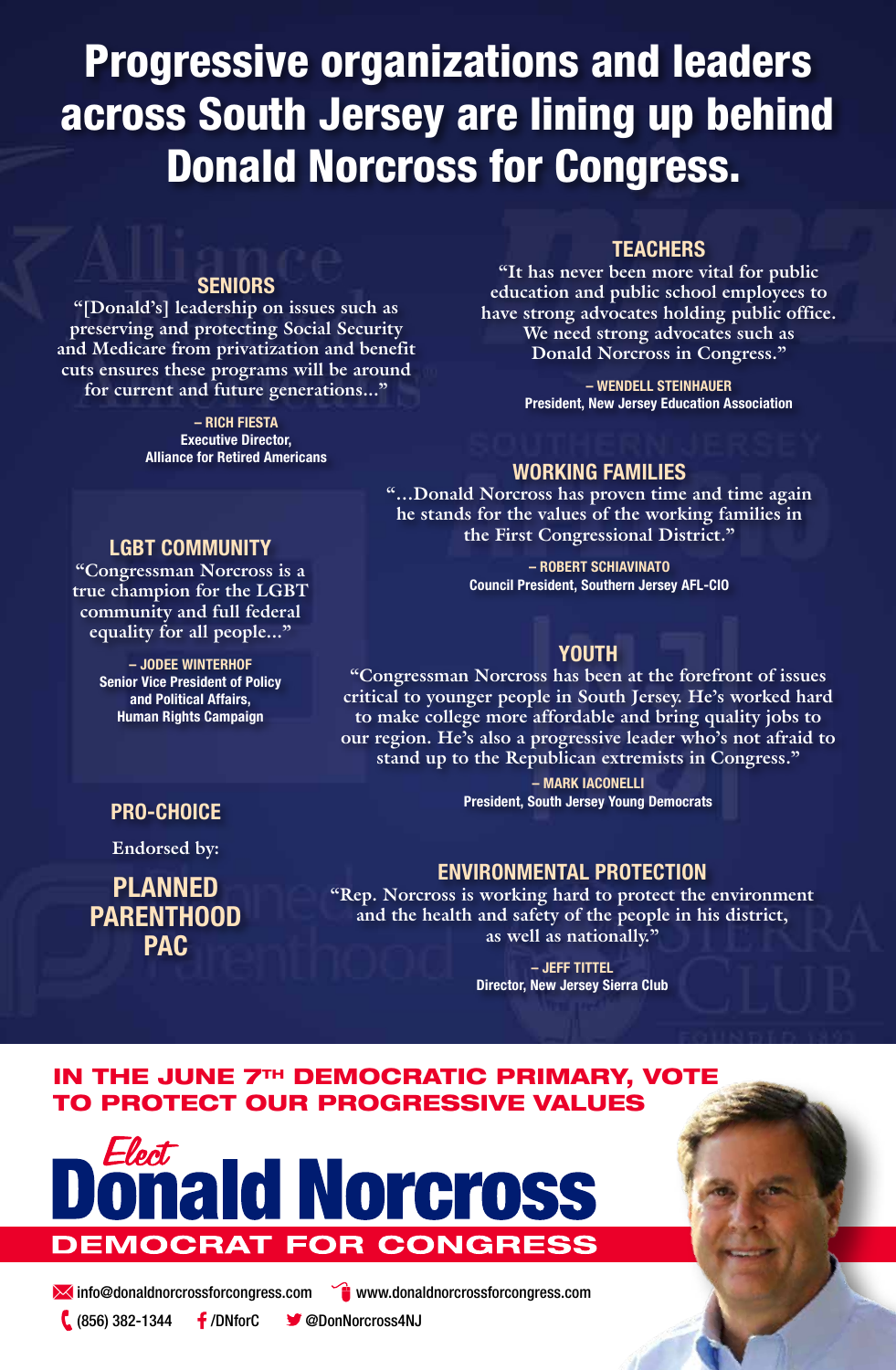# Progressive organizations and leaders across South Jersey are lining up behind Donald Norcross for Congress.

## SENIORS

"[Donald's] leadership on issues such as preserving and protecting Social Security and Medicare from privatization and benefit cuts ensures these programs will be around for current and future generations..."

**– RICH FIESTA**
**Executive Director, Alliance for Retired Americans**

## TEACHERS

"It has never been more vital for public education and public school employees to have strong advocates holding public office. We need strong advocates such as Donald Norcross in Congress."

**– WENDELL STEINHAUER**
**President, New Jersey Education Association**

## WORKING FAMILIES

"...Donald Norcross has proven time and time again he stands for the values of the working families in the First Congressional District."

**– ROBERT SCHIAVINATO**
**Council President, Southern Jersey AFL-CIO**

## LGBT COMMUNITY

"Congressman Norcross is a true champion for the LGBT community and full federal equality for all people..."

**– JODEE WINTERHOF**
**Senior Vice President of Policy and Political Affairs, Human Rights Campaign**

## YOUTH

"Congressman Norcross has been at the forefront of issues critical to younger people in South Jersey. He's worked hard to make college more affordable and bring quality jobs to our region. He's also a progressive leader who's not afraid to stand up to the Republican extremists in Congress."

**– MARK IACONELLI**
**President, South Jersey Young Democrats**

## PRO-CHOICE

Endorsed by:

**PLANNED PARENTHOOD PAC**

## ENVIRONMENTAL PROTECTION

"Rep. Norcross is working hard to protect the environment and the health and safety of the people in his district, as well as nationally."

**– JEFF TITTEL**
**Director, New Jersey Sierra Club**

**IN THE JUNE 7TH DEMOCRATIC PRIMARY, VOTE TO PROTECT OUR PROGRESSIVE VALUES**

*Elect*
# Donald Norcross
**DEMOCRAT FOR CONGRESS**

info@donaldnorcrossforcongress.com
www.donaldnorcrossforcongress.com
(856) 382-1344
/DNforC
@DonNorcross4NJ